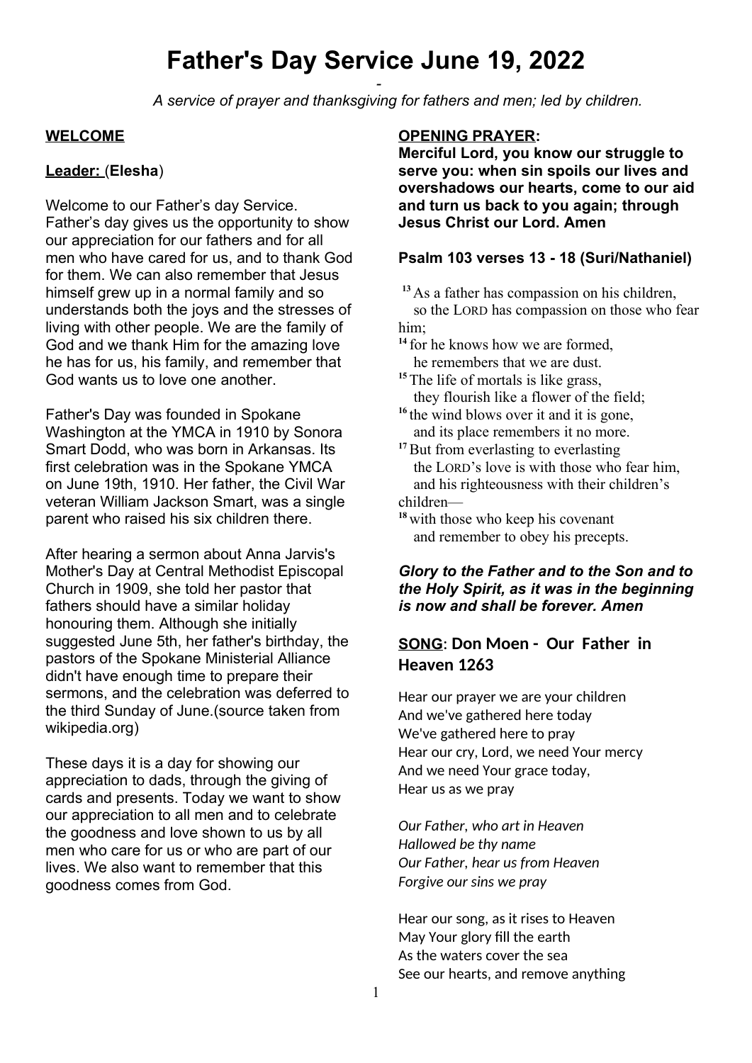# Father's Day Service June 19, 2022

-

*A service of prayer and thanksgiving for fathers and men; led by children.*

**WELCOME**

**Leader: (Elesha)**

Welcome to our Father's day Service. Father's day gives us the opportunity to show our appreciation for our fathers and for all men who have cared for us, and to thank God for them. We can also remember that Jesus himself grew up in a normal family and so understands both the joys and the stresses of living with other people. We are the family of God and we thank Him for the amazing love he has for us, his family, and remember that God wants us to love one another.

Father's Day was founded in Spokane Washington at the YMCA in 1910 by Sonora Smart Dodd, who was born in Arkansas. Its first celebration was in the Spokane YMCA on June 19th, 1910. Her father, the Civil War veteran William Jackson Smart, was a single parent who raised his six children there.

After hearing a sermon about Anna Jarvis's Mother's Day at Central Methodist Episcopal Church in 1909, she told her pastor that fathers should have a similar holiday honouring them. Although she initially suggested June 5th, her father's birthday, the pastors of the Spokane Ministerial Alliance didn't have enough time to prepare their sermons, and the celebration was deferred to the third Sunday of June.(source taken from wikipedia.org)

These days it is a day for showing our appreciation to dads, through the giving of cards and presents. Today we want to show our appreciation to all men and to celebrate the goodness and love shown to us by all men who care for us or who are part of our lives. We also want to remember that this goodness comes from God.

**OPENING PRAYER:**

**Merciful Lord, you know our struggle to serve you: when sin spoils our lives and overshadows our hearts, come to our aid and turn us back to you again; through Jesus Christ our Lord. Amen**

**Psalm 103 verses 13 - 18 (Suri/Nathaniel)**

[13] As a father has compassion on his children,
so the LORD has compassion on those who fear him;
[14] for he knows how we are formed,
he remembers that we are dust.
[15] The life of mortals is like grass,
they flourish like a flower of the field;
[16] the wind blows over it and it is gone,
and its place remembers it no more.
[17] But from everlasting to everlasting
the LORD's love is with those who fear him,
and his righteousness with their children's children—
[18] with those who keep his covenant
and remember to obey his precepts.

***Glory to the Father and to the Son and to the Holy Spirit, as it was in the beginning is now and shall be forever. Amen***

**SONG: Don Moen - Our Father in Heaven 1263**

Hear our prayer we are your children
And we've gathered here today
We've gathered here to pray
Hear our cry, Lord, we need Your mercy
And we need Your grace today,
Hear us as we pray

*Our Father, who art in Heaven*
*Hallowed be thy name*
*Our Father, hear us from Heaven*
*Forgive our sins we pray*

Hear our song, as it rises to Heaven
May Your glory fill the earth
As the waters cover the sea
See our hearts, and remove anything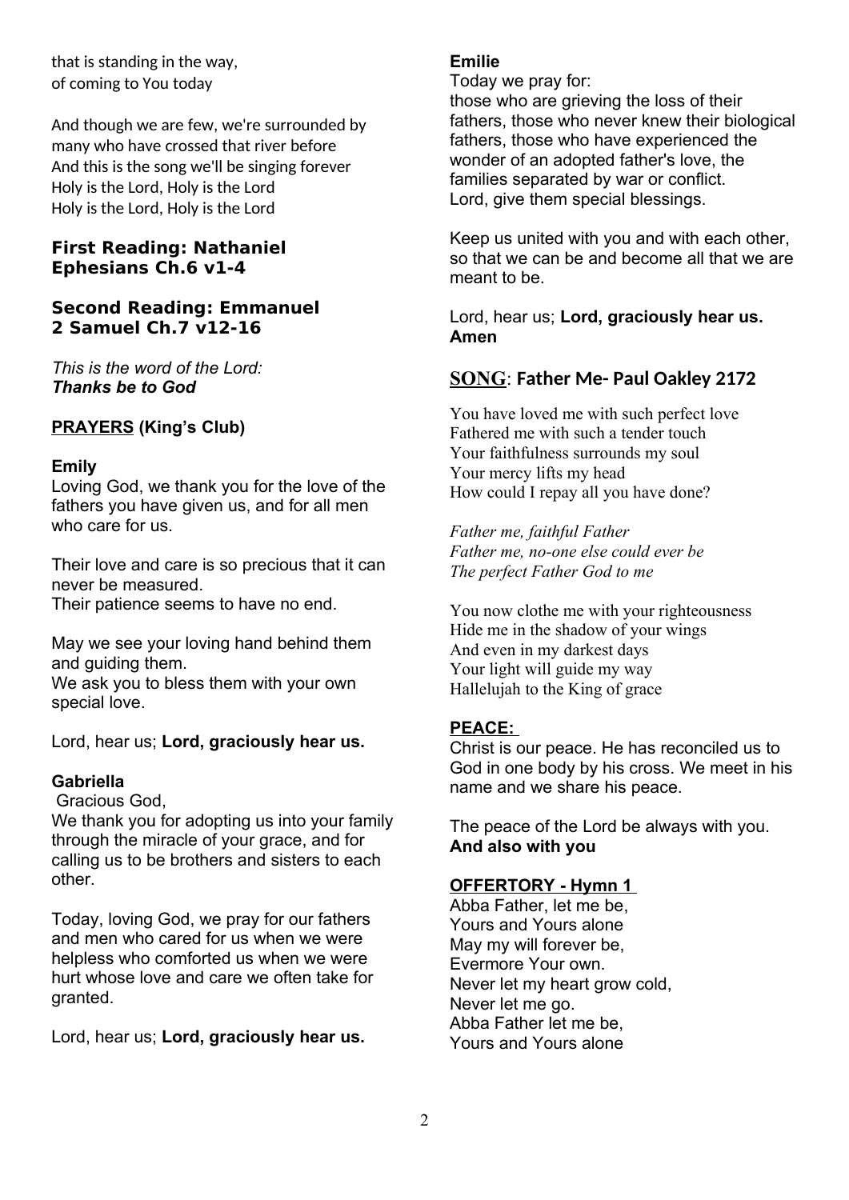that is standing in the way,
of coming to You today

And though we are few, we're surrounded by
many who have crossed that river before
And this is the song we'll be singing forever
Holy is the Lord, Holy is the Lord
Holy is the Lord, Holy is the Lord

**First Reading: Nathaniel**
**Ephesians Ch.6 v1-4**

**Second Reading: Emmanuel**
**2 Samuel Ch.7 v12-16**

*This is the word of the Lord:*
***Thanks be to God***

**PRAYERS (King's Club)**

**Emily**
Loving God, we thank you for the love of the fathers you have given us, and for all men who care for us.

Their love and care is so precious that it can never be measured.
Their patience seems to have no end.

May we see your loving hand behind them and guiding them.
We ask you to bless them with your own special love.

Lord, hear us; **Lord, graciously hear us.**

**Gabriella**
Gracious God,
We thank you for adopting us into your family through the miracle of your grace, and for calling us to be brothers and sisters to each other.

Today, loving God, we pray for our fathers and men who cared for us when we were helpless who comforted us when we were hurt whose love and care we often take for granted.

Lord, hear us; **Lord, graciously hear us.**

**Emilie**
Today we pray for:
those who are grieving the loss of their fathers, those who never knew their biological fathers, those who have experienced the wonder of an adopted father's love, the families separated by war or conflict.
Lord, give them special blessings.

Keep us united with you and with each other, so that we can be and become all that we are meant to be.

Lord, hear us; **Lord, graciously hear us. Amen**

**SONG: Father Me- Paul Oakley 2172**

You have loved me with such perfect love
Fathered me with such a tender touch
Your faithfulness surrounds my soul
Your mercy lifts my head
How could I repay all you have done?

*Father me, faithful Father*
*Father me, no-one else could ever be*
*The perfect Father God to me*

You now clothe me with your righteousness
Hide me in the shadow of your wings
And even in my darkest days
Your light will guide my way
Hallelujah to the King of grace

**PEACE:**
Christ is our peace. He has reconciled us to God in one body by his cross. We meet in his name and we share his peace.

The peace of the Lord be always with you.
**And also with you**

**OFFERTORY - Hymn 1**
Abba Father, let me be,
Yours and Yours alone
May my will forever be,
Evermore Your own.
Never let my heart grow cold,
Never let me go.
Abba Father let me be,
Yours and Yours alone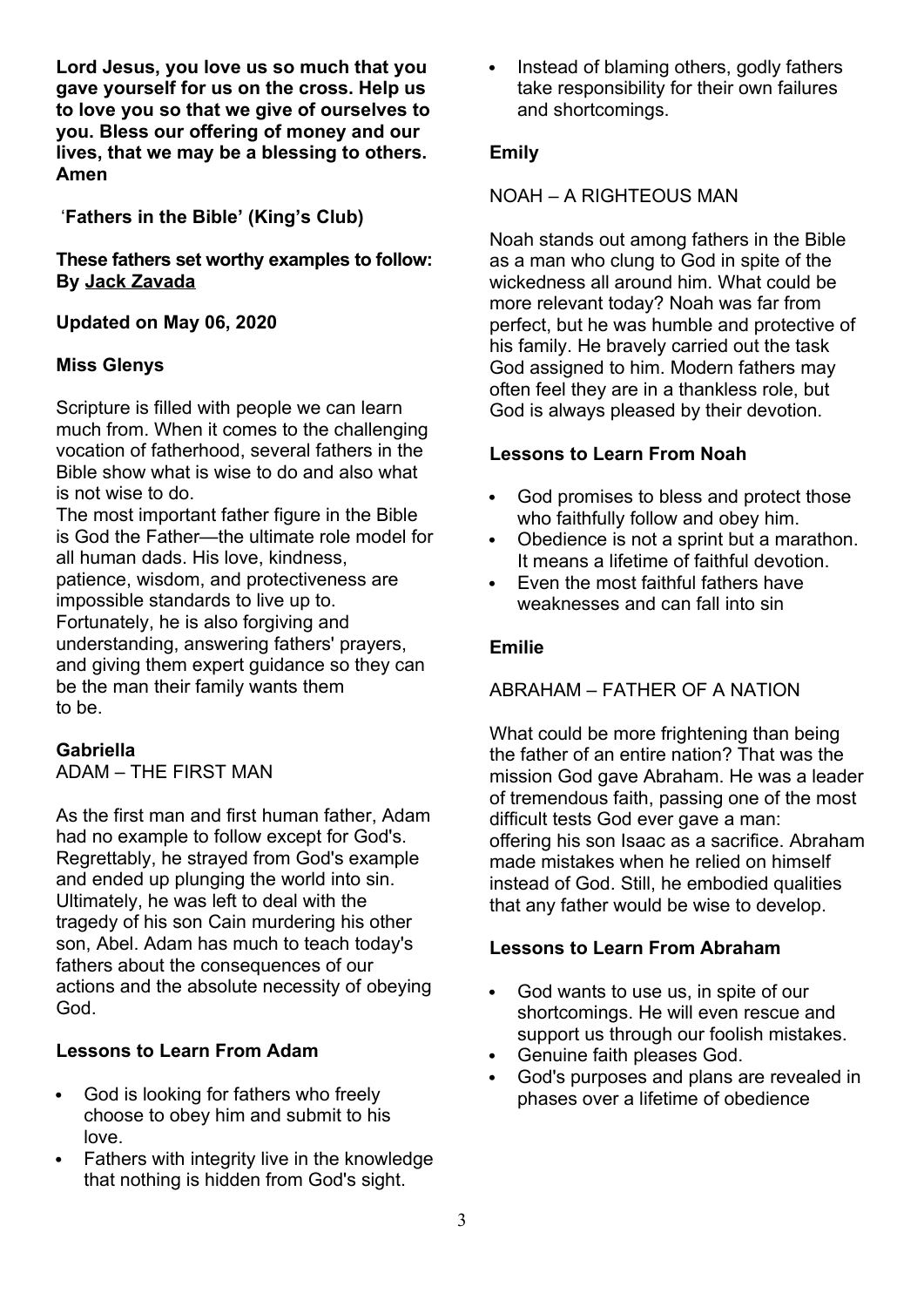**Lord Jesus, you love us so much that you gave yourself for us on the cross. Help us to love you so that we give of ourselves to you. Bless our offering of money and our lives, that we may be a blessing to others. Amen**

'**Fathers in the Bible' (King's Club)**

**These fathers set worthy examples to follow: By Jack Zavada**

**Updated on May 06, 2020**

**Miss Glenys**

Scripture is filled with people we can learn much from. When it comes to the challenging vocation of fatherhood, several fathers in the Bible show what is wise to do and also what is not wise to do.
The most important father figure in the Bible is God the Father—the ultimate role model for all human dads. His love, kindness, patience, wisdom, and protectiveness are impossible standards to live up to. Fortunately, he is also forgiving and understanding, answering fathers' prayers, and giving them expert guidance so they can be the man their family wants them to be.

**Gabriella**

ADAM – THE FIRST MAN

As the first man and first human father, Adam had no example to follow except for God's. Regrettably, he strayed from God's example and ended up plunging the world into sin. Ultimately, he was left to deal with the tragedy of his son Cain murdering his other son, Abel. Adam has much to teach today's fathers about the consequences of our actions and the absolute necessity of obeying God.

**Lessons to Learn From Adam**

- God is looking for fathers who freely choose to obey him and submit to his love.
- Fathers with integrity live in the knowledge that nothing is hidden from God's sight.
- Instead of blaming others, godly fathers take responsibility for their own failures and shortcomings.

**Emily**

NOAH – A RIGHTEOUS MAN

Noah stands out among fathers in the Bible as a man who clung to God in spite of the wickedness all around him. What could be more relevant today? Noah was far from perfect, but he was humble and protective of his family. He bravely carried out the task God assigned to him. Modern fathers may often feel they are in a thankless role, but God is always pleased by their devotion.

**Lessons to Learn From Noah**

- God promises to bless and protect those who faithfully follow and obey him.
- Obedience is not a sprint but a marathon. It means a lifetime of faithful devotion.
- Even the most faithful fathers have weaknesses and can fall into sin

**Emilie**

ABRAHAM – FATHER OF A NATION

What could be more frightening than being the father of an entire nation? That was the mission God gave Abraham. He was a leader of tremendous faith, passing one of the most difficult tests God ever gave a man: offering his son Isaac as a sacrifice. Abraham made mistakes when he relied on himself instead of God. Still, he embodied qualities that any father would be wise to develop.

**Lessons to Learn From Abraham**

- God wants to use us, in spite of our shortcomings. He will even rescue and support us through our foolish mistakes.
- Genuine faith pleases God.
- God's purposes and plans are revealed in phases over a lifetime of obedience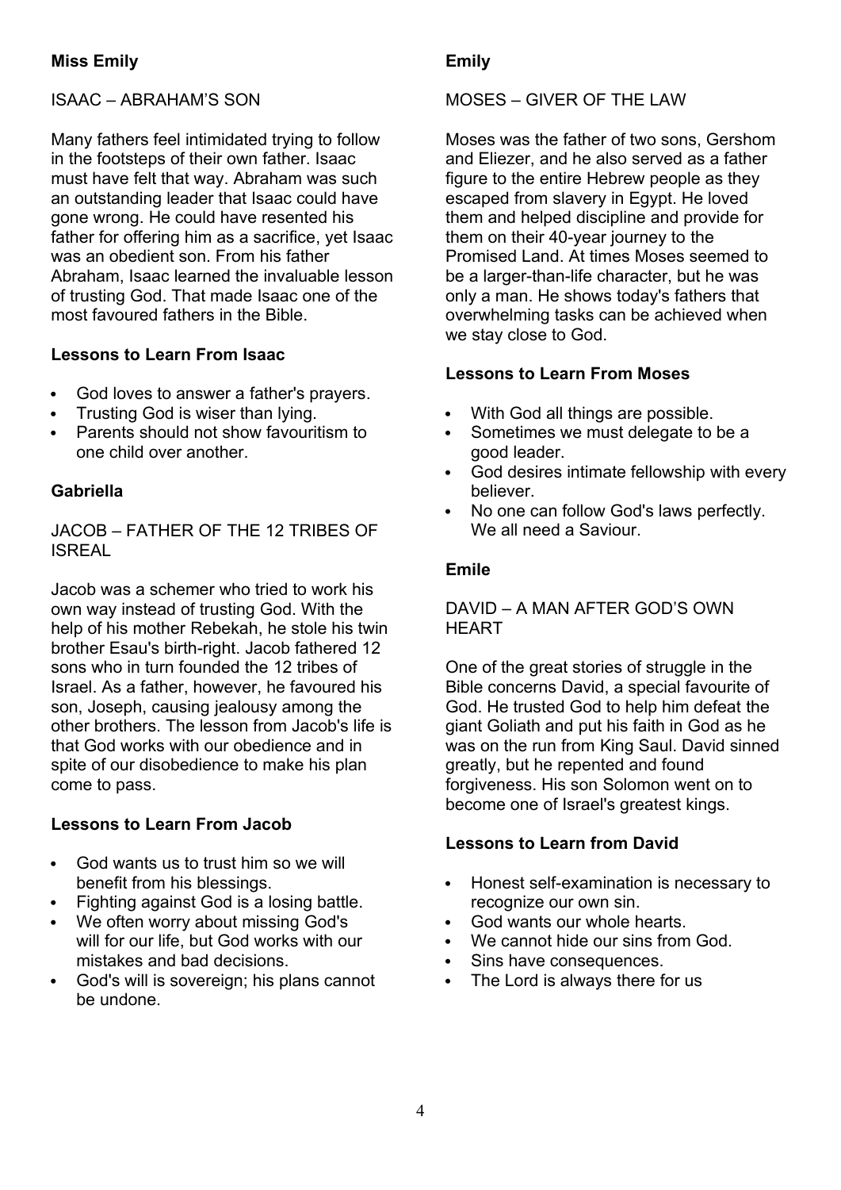**Miss Emily**

ISAAC – ABRAHAM'S SON

Many fathers feel intimidated trying to follow in the footsteps of their own father. Isaac must have felt that way. Abraham was such an outstanding leader that Isaac could have gone wrong. He could have resented his father for offering him as a sacrifice, yet Isaac was an obedient son. From his father Abraham, Isaac learned the invaluable lesson of trusting God. That made Isaac one of the most favoured fathers in the Bible.

**Lessons to Learn From Isaac**

- God loves to answer a father's prayers.
- Trusting God is wiser than lying.
- Parents should not show favouritism to one child over another.

**Gabriella**

JACOB – FATHER OF THE 12 TRIBES OF ISREAL

Jacob was a schemer who tried to work his own way instead of trusting God. With the help of his mother Rebekah, he stole his twin brother Esau's birth-right. Jacob fathered 12 sons who in turn founded the 12 tribes of Israel. As a father, however, he favoured his son, Joseph, causing jealousy among the other brothers. The lesson from Jacob's life is that God works with our obedience and in spite of our disobedience to make his plan come to pass.

**Lessons to Learn From Jacob**

- God wants us to trust him so we will benefit from his blessings.
- Fighting against God is a losing battle.
- We often worry about missing God's will for our life, but God works with our mistakes and bad decisions.
- God's will is sovereign; his plans cannot be undone.

**Emily**

MOSES – GIVER OF THE LAW

Moses was the father of two sons, Gershom and Eliezer, and he also served as a father figure to the entire Hebrew people as they escaped from slavery in Egypt. He loved them and helped discipline and provide for them on their 40-year journey to the Promised Land. At times Moses seemed to be a larger-than-life character, but he was only a man. He shows today's fathers that overwhelming tasks can be achieved when we stay close to God.

**Lessons to Learn From Moses**

- With God all things are possible.
- Sometimes we must delegate to be a good leader.
- God desires intimate fellowship with every believer.
- No one can follow God's laws perfectly. We all need a Saviour.

**Emile**

DAVID – A MAN AFTER GOD'S OWN HEART

One of the great stories of struggle in the Bible concerns David, a special favourite of God. He trusted God to help him defeat the giant Goliath and put his faith in God as he was on the run from King Saul. David sinned greatly, but he repented and found forgiveness. His son Solomon went on to become one of Israel's greatest kings.

**Lessons to Learn from David**

- Honest self-examination is necessary to recognize our own sin.
- God wants our whole hearts.
- We cannot hide our sins from God.
- Sins have consequences.
- The Lord is always there for us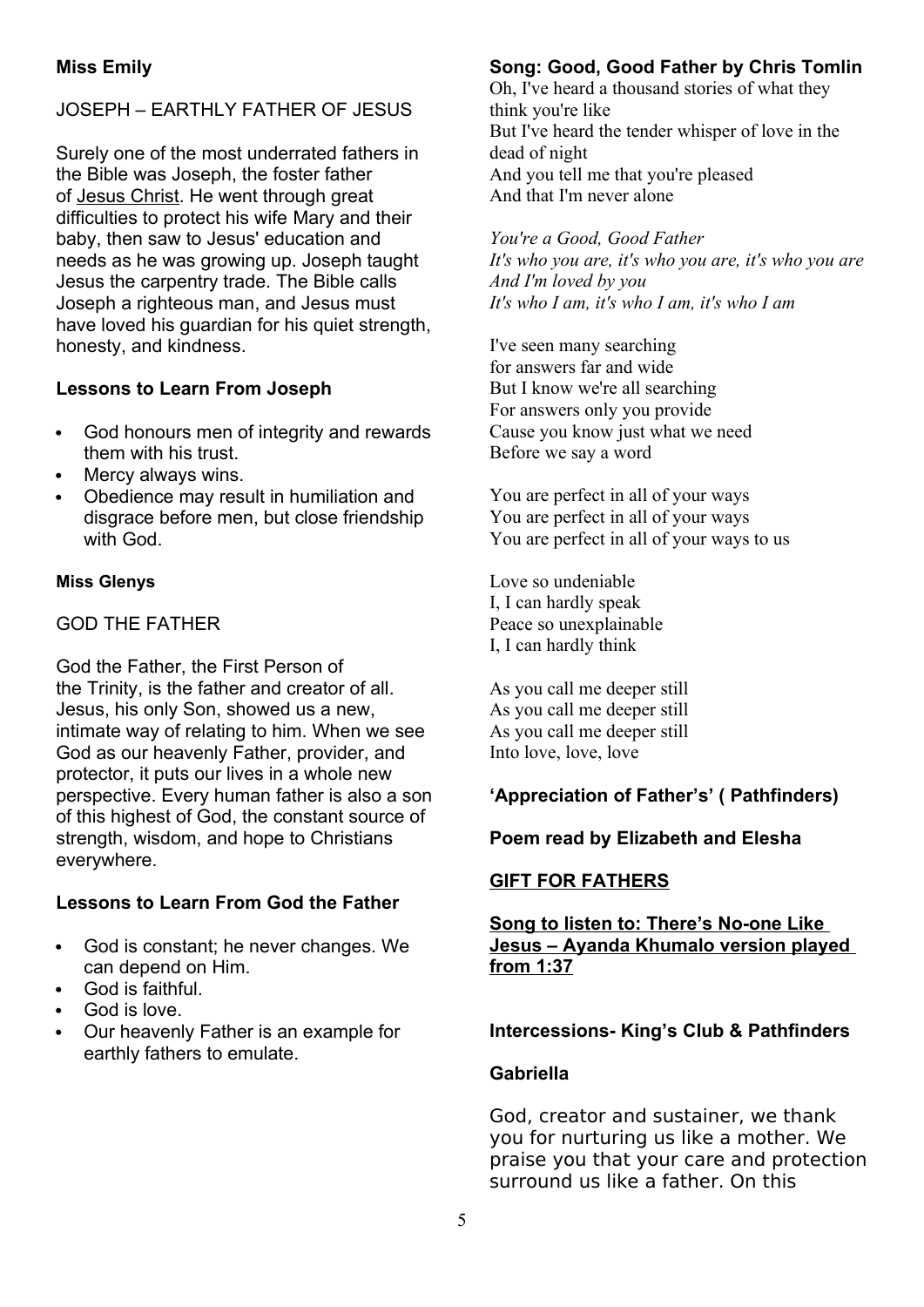**Miss Emily**

JOSEPH – EARTHLY FATHER OF JESUS

Surely one of the most underrated fathers in the Bible was Joseph, the foster father of Jesus Christ. He went through great difficulties to protect his wife Mary and their baby, then saw to Jesus' education and needs as he was growing up. Joseph taught Jesus the carpentry trade. The Bible calls Joseph a righteous man, and Jesus must have loved his guardian for his quiet strength, honesty, and kindness.

**Lessons to Learn From Joseph**

- God honours men of integrity and rewards them with his trust.
- Mercy always wins.
- Obedience may result in humiliation and disgrace before men, but close friendship with God.

**Miss Glenys**

GOD THE FATHER

God the Father, the First Person of the Trinity, is the father and creator of all. Jesus, his only Son, showed us a new, intimate way of relating to him. When we see God as our heavenly Father, provider, and protector, it puts our lives in a whole new perspective. Every human father is also a son of this highest of God, the constant source of strength, wisdom, and hope to Christians everywhere.

**Lessons to Learn From God the Father**

- God is constant; he never changes. We can depend on Him.
- God is faithful.
- God is love.
- Our heavenly Father is an example for earthly fathers to emulate.

**Song: Good, Good Father by Chris Tomlin**

Oh, I've heard a thousand stories of what they think you're like
But I've heard the tender whisper of love in the dead of night
And you tell me that you're pleased
And that I'm never alone

*You're a Good, Good Father*
*It's who you are, it's who you are, it's who you are*
*And I'm loved by you*
*It's who I am, it's who I am, it's who I am*

I've seen many searching
for answers far and wide
But I know we're all searching
For answers only you provide
Cause you know just what we need
Before we say a word

You are perfect in all of your ways
You are perfect in all of your ways
You are perfect in all of your ways to us

Love so undeniable
I, I can hardly speak
Peace so unexplainable
I, I can hardly think

As you call me deeper still
As you call me deeper still
As you call me deeper still
Into love, love, love

**'Appreciation of Father's' ( Pathfinders)**

**Poem read by Elizabeth and Elesha**

**GIFT FOR FATHERS**

**Song to listen to: There's No-one Like Jesus – Ayanda Khumalo version played from 1:37**

**Intercessions- King's Club & Pathfinders**

**Gabriella**

God, creator and sustainer, we thank you for nurturing us like a mother. We praise you that your care and protection surround us like a father. On this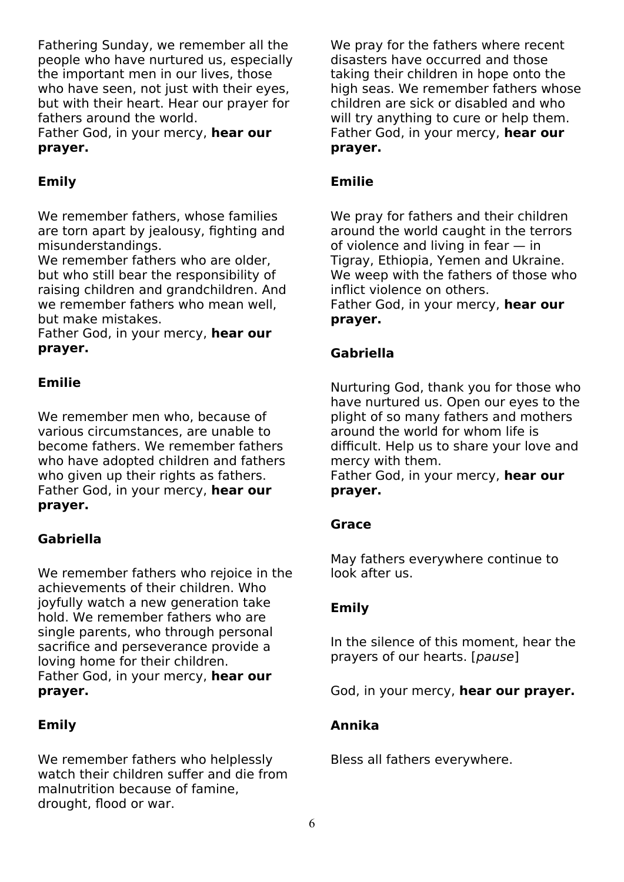Fathering Sunday, we remember all the people who have nurtured us, especially the important men in our lives, those who have seen, not just with their eyes, but with their heart. Hear our prayer for fathers around the world.
Father God, in your mercy, **hear our prayer.**

**Emily**

We remember fathers, whose families are torn apart by jealousy, fighting and misunderstandings.
We remember fathers who are older, but who still bear the responsibility of raising children and grandchildren. And we remember fathers who mean well, but make mistakes.
Father God, in your mercy, **hear our prayer.**

**Emilie**

We remember men who, because of various circumstances, are unable to become fathers. We remember fathers who have adopted children and fathers who given up their rights as fathers.
Father God, in your mercy, **hear our prayer.**

**Gabriella**

We remember fathers who rejoice in the achievements of their children. Who joyfully watch a new generation take hold. We remember fathers who are single parents, who through personal sacrifice and perseverance provide a loving home for their children.
Father God, in your mercy, **hear our prayer.**

**Emily**

We remember fathers who helplessly watch their children suffer and die from malnutrition because of famine, drought, flood or war.

We pray for the fathers where recent disasters have occurred and those taking their children in hope onto the high seas. We remember fathers whose children are sick or disabled and who will try anything to cure or help them.
Father God, in your mercy, **hear our prayer.**

**Emilie**

We pray for fathers and their children around the world caught in the terrors of violence and living in fear — in Tigray, Ethiopia, Yemen and Ukraine. We weep with the fathers of those who inflict violence on others.
Father God, in your mercy, **hear our prayer.**

**Gabriella**

Nurturing God, thank you for those who have nurtured us. Open our eyes to the plight of so many fathers and mothers around the world for whom life is difficult. Help us to share your love and mercy with them.
Father God, in your mercy, **hear our prayer.**

**Grace**

May fathers everywhere continue to look after us.

**Emily**

In the silence of this moment, hear the prayers of our hearts. [*pause*]

God, in your mercy, **hear our prayer.**

**Annika**

Bless all fathers everywhere.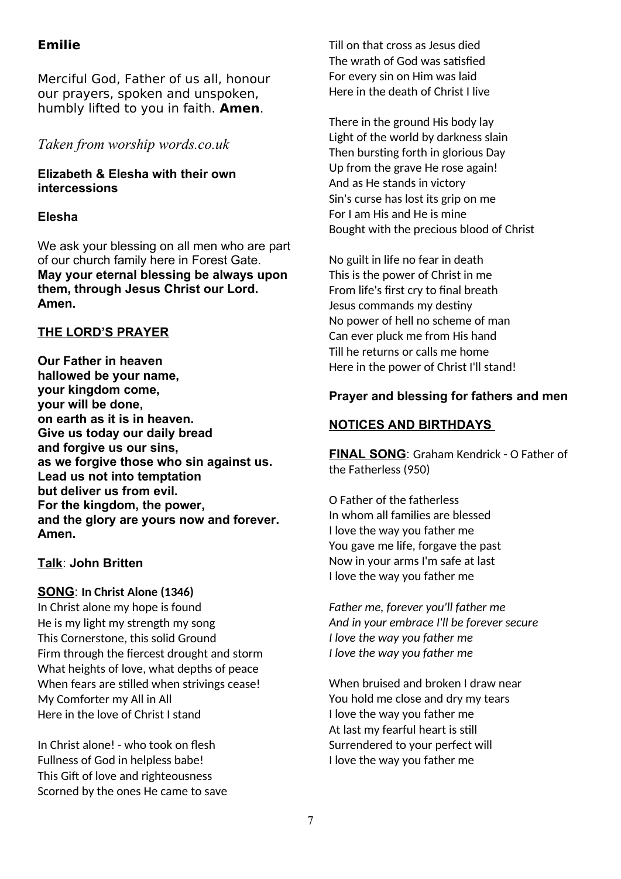### Emilie

Merciful God, Father of us all, honour our prayers, spoken and unspoken, humbly lifted to you in faith. **Amen**.

*Taken from worship words.co.uk*

**Elizabeth & Elesha with their own intercessions**

**Elesha**

We ask your blessing on all men who are part of our church family here in Forest Gate.
**May your eternal blessing be always upon them, through Jesus Christ our Lord. Amen.**

**THE LORD'S PRAYER**

**Our Father in heaven**
**hallowed be your name,**
**your kingdom come,**
**your will be done,**
**on earth as it is in heaven.**
**Give us today our daily bread**
**and forgive us our sins,**
**as we forgive those who sin against us.**
**Lead us not into temptation**
**but deliver us from evil.**
**For the kingdom, the power,**
**and the glory are yours now and forever.**
**Amen.**

**Talk**: **John Britten**

**SONG**: **In Christ Alone (1346)**

In Christ alone my hope is found
He is my light my strength my song
This Cornerstone, this solid Ground
Firm through the fiercest drought and storm
What heights of love, what depths of peace
When fears are stilled when strivings cease!
My Comforter my All in All
Here in the love of Christ I stand

In Christ alone! - who took on flesh
Fullness of God in helpless babe!
This Gift of love and righteousness
Scorned by the ones He came to save
Till on that cross as Jesus died
The wrath of God was satisfied
For every sin on Him was laid
Here in the death of Christ I live

There in the ground His body lay
Light of the world by darkness slain
Then bursting forth in glorious Day
Up from the grave He rose again!
And as He stands in victory
Sin's curse has lost its grip on me
For I am His and He is mine
Bought with the precious blood of Christ

No guilt in life no fear in death
This is the power of Christ in me
From life's first cry to final breath
Jesus commands my destiny
No power of hell no scheme of man
Can ever pluck me from His hand
Till he returns or calls me home
Here in the power of Christ I'll stand!

**Prayer and blessing for fathers and men**

**NOTICES AND BIRTHDAYS**

**FINAL SONG**: Graham Kendrick - O Father of the Fatherless (950)

O Father of the fatherless
In whom all families are blessed
I love the way you father me
You gave me life, forgave the past
Now in your arms I'm safe at last
I love the way you father me

*Father me, forever you'll father me*
*And in your embrace I'll be forever secure*
*I love the way you father me*
*I love the way you father me*

When bruised and broken I draw near
You hold me close and dry my tears
I love the way you father me
At last my fearful heart is still
Surrendered to your perfect will
I love the way you father me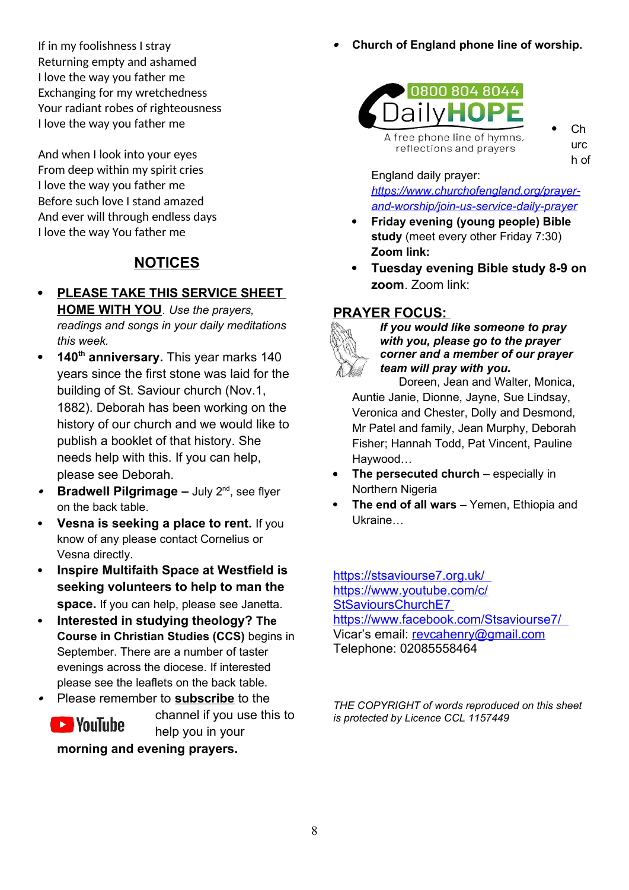If in my foolishness I stray
Returning empty and ashamed
I love the way you father me
Exchanging for my wretchedness
Your radiant robes of righteousness
I love the way you father me

And when I look into your eyes
From deep within my spirit cries
I love the way you father me
Before such love I stand amazed
And ever will through endless days
I love the way You father me

## NOTICES

- **PLEASE TAKE THIS SERVICE SHEET HOME WITH YOU**. *Use the prayers, readings and songs in your daily meditations this week.*
- **140th anniversary.** This year marks 140 years since the first stone was laid for the building of St. Saviour church (Nov.1, 1882). Deborah has been working on the history of our church and we would like to publish a booklet of that history. She needs help with this. If you can help, please see Deborah.
- **Bradwell Pilgrimage –** July 2nd, see flyer on the back table.
- **Vesna is seeking a place to rent.** If you know of any please contact Cornelius or Vesna directly.
- **Inspire Multifaith Space at Westfield is seeking volunteers to help to man the space.** If you can help, please see Janetta.
- **Interested in studying theology? The Course in Christian Studies (CCS)** begins in September. There are a number of taster evenings across the diocese. If interested please see the leaflets on the back table.
- Please remember to **subscribe** to the YouTube channel if you use this to help you in your **morning and evening prayers.**

- **Church of England phone line of worship.**

0800 804 8044 DailyHOPE
A free phone line of hymns, reflections and prayers

- Church of England daily prayer: https://www.churchofengland.org/prayer-and-worship/join-us-service-daily-prayer
- **Friday evening (young people) Bible study** (meet every other Friday 7:30) **Zoom link:**
- **Tuesday evening Bible study 8-9 on zoom**. Zoom link:

## PRAYER FOCUS:

***If you would like someone to pray with you, please go to the prayer corner and a member of our prayer team will pray with you.***

Doreen, Jean and Walter, Monica, Auntie Janie, Dionne, Jayne, Sue Lindsay, Veronica and Chester, Dolly and Desmond, Mr Patel and family, Jean Murphy, Deborah Fisher; Hannah Todd, Pat Vincent, Pauline Haywood…

- **The persecuted church –** especially in Northern Nigeria
- **The end of all wars –** Yemen, Ethiopia and Ukraine…

https://stsaviourse7.org.uk/
https://www.youtube.com/c/StSaviourschurchE7
https://www.facebook.com/Stsaviourse7/
Vicar's email: revcahenry@gmail.com
Telephone: 02085558464

*THE COPYRIGHT of words reproduced on this sheet is protected by Licence CCL 1157449*